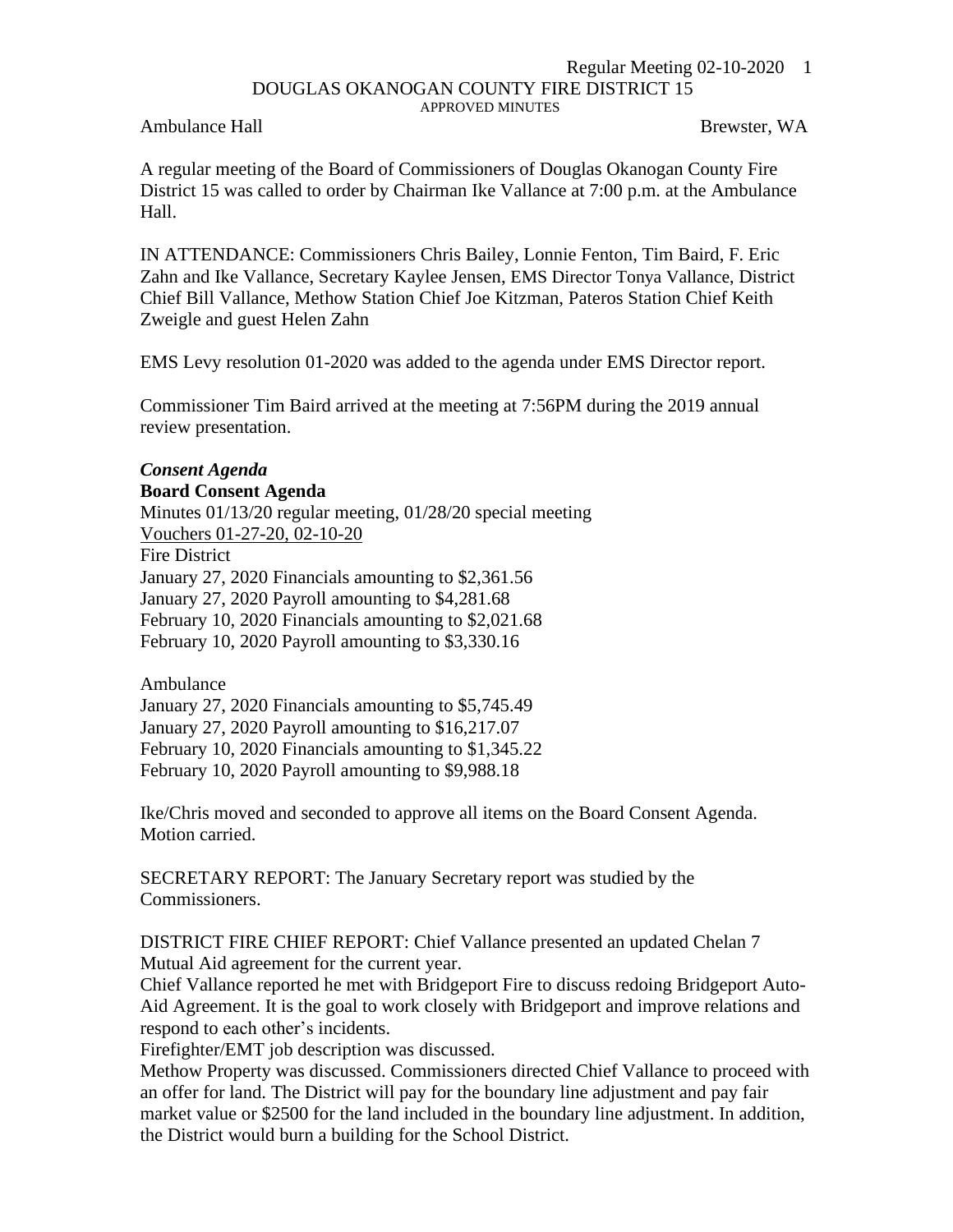# DOUGLAS OKANOGAN COUNTY FIRE DISTRICT 15

APPROVED MINUTES

Ambulance Hall Brewster, WA

A regular meeting of the Board of Commissioners of Douglas Okanogan County Fire District 15 was called to order by Chairman Ike Vallance at 7:00 p.m. at the Ambulance Hall.

IN ATTENDANCE: Commissioners Chris Bailey, Lonnie Fenton, Tim Baird, F. Eric Zahn and Ike Vallance, Secretary Kaylee Jensen, EMS Director Tonya Vallance, District Chief Bill Vallance, Methow Station Chief Joe Kitzman, Pateros Station Chief Keith Zweigle and guest Helen Zahn

EMS Levy resolution 01-2020 was added to the agenda under EMS Director report.

Commissioner Tim Baird arrived at the meeting at 7:56PM during the 2019 annual review presentation.

### *Consent Agenda*

**Board Consent Agenda**

Minutes 01/13/20 regular meeting, 01/28/20 special meeting

Vouchers 01-27-20, 02-10-20

Fire District

January 27, 2020 Financials amounting to $2,361.56

January 27, 2020 Payroll amounting to $4,281.68

February 10, 2020 Financials amounting to $2,021.68

February 10, 2020 Payroll amounting to $3,330.16

Ambulance

January 27, 2020 Financials amounting to $5,745.49

January 27, 2020 Payroll amounting to $16,217.07

February 10, 2020 Financials amounting to $1,345.22

February 10, 2020 Payroll amounting to $9,988.18

Ike/Chris moved and seconded to approve all items on the Board Consent Agenda. Motion carried.

SECRETARY REPORT: The January Secretary report was studied by the Commissioners.

DISTRICT FIRE CHIEF REPORT: Chief Vallance presented an updated Chelan 7 Mutual Aid agreement for the current year.

Chief Vallance reported he met with Bridgeport Fire to discuss redoing Bridgeport Auto-Aid Agreement. It is the goal to work closely with Bridgeport and improve relations and respond to each other's incidents.

Firefighter/EMT job description was discussed.

Methow Property was discussed. Commissioners directed Chief Vallance to proceed with an offer for land. The District will pay for the boundary line adjustment and pay fair market value or $2500 for the land included in the boundary line adjustment. In addition, the District would burn a building for the School District.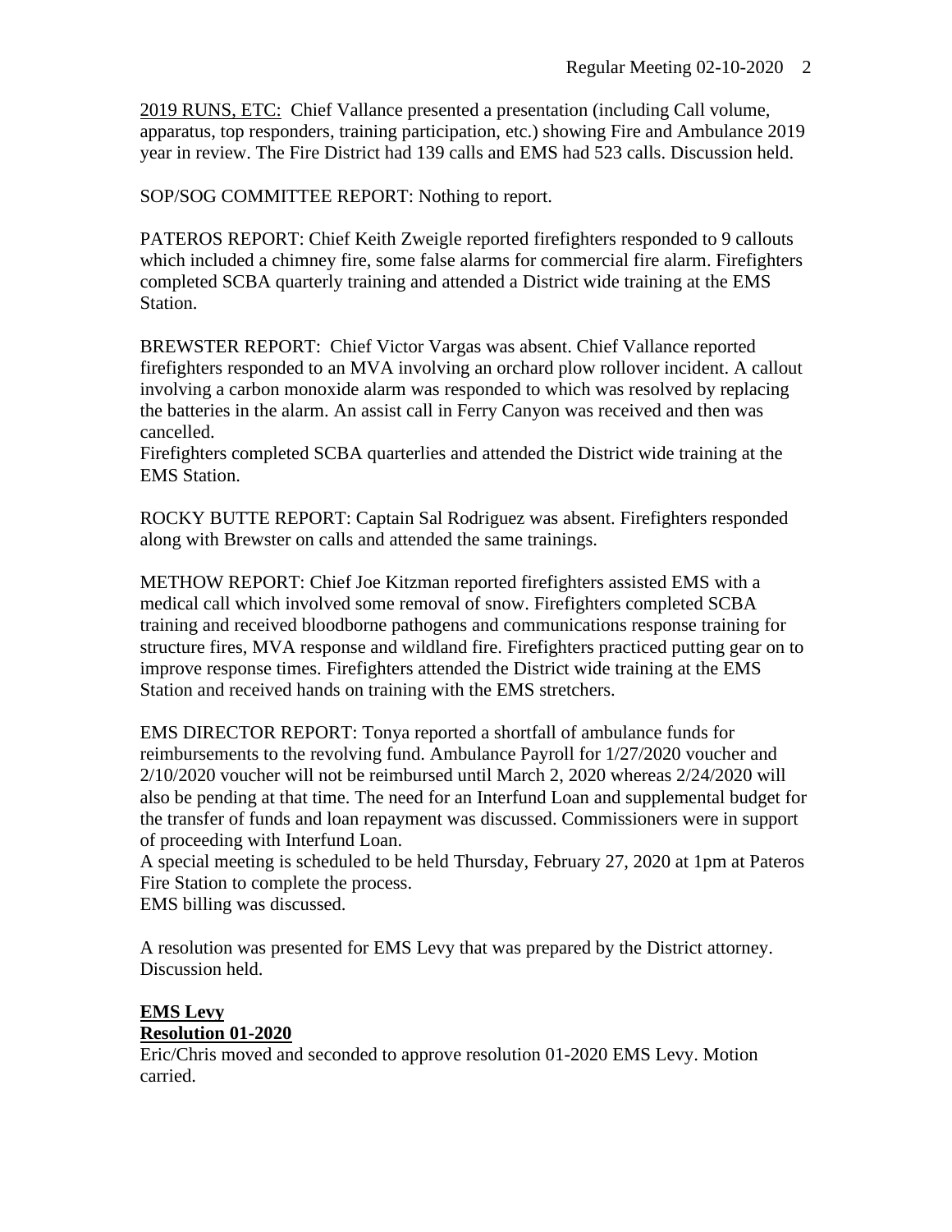2019 RUNS, ETC: Chief Vallance presented a presentation (including Call volume, apparatus, top responders, training participation, etc.) showing Fire and Ambulance 2019 year in review. The Fire District had 139 calls and EMS had 523 calls. Discussion held.

SOP/SOG COMMITTEE REPORT: Nothing to report.

PATEROS REPORT: Chief Keith Zweigle reported firefighters responded to 9 callouts which included a chimney fire, some false alarms for commercial fire alarm. Firefighters completed SCBA quarterly training and attended a District wide training at the EMS Station.

BREWSTER REPORT: Chief Victor Vargas was absent. Chief Vallance reported firefighters responded to an MVA involving an orchard plow rollover incident. A callout involving a carbon monoxide alarm was responded to which was resolved by replacing the batteries in the alarm. An assist call in Ferry Canyon was received and then was cancelled.
Firefighters completed SCBA quarterlies and attended the District wide training at the EMS Station.

ROCKY BUTTE REPORT: Captain Sal Rodriguez was absent. Firefighters responded along with Brewster on calls and attended the same trainings.

METHOW REPORT: Chief Joe Kitzman reported firefighters assisted EMS with a medical call which involved some removal of snow. Firefighters completed SCBA training and received bloodborne pathogens and communications response training for structure fires, MVA response and wildland fire. Firefighters practiced putting gear on to improve response times. Firefighters attended the District wide training at the EMS Station and received hands on training with the EMS stretchers.

EMS DIRECTOR REPORT: Tonya reported a shortfall of ambulance funds for reimbursements to the revolving fund. Ambulance Payroll for 1/27/2020 voucher and 2/10/2020 voucher will not be reimbursed until March 2, 2020 whereas 2/24/2020 will also be pending at that time. The need for an Interfund Loan and supplemental budget for the transfer of funds and loan repayment was discussed. Commissioners were in support of proceeding with Interfund Loan.
A special meeting is scheduled to be held Thursday, February 27, 2020 at 1pm at Pateros Fire Station to complete the process.
EMS billing was discussed.

A resolution was presented for EMS Levy that was prepared by the District attorney. Discussion held.

**EMS Levy**
**Resolution 01-2020**
Eric/Chris moved and seconded to approve resolution 01-2020 EMS Levy. Motion carried.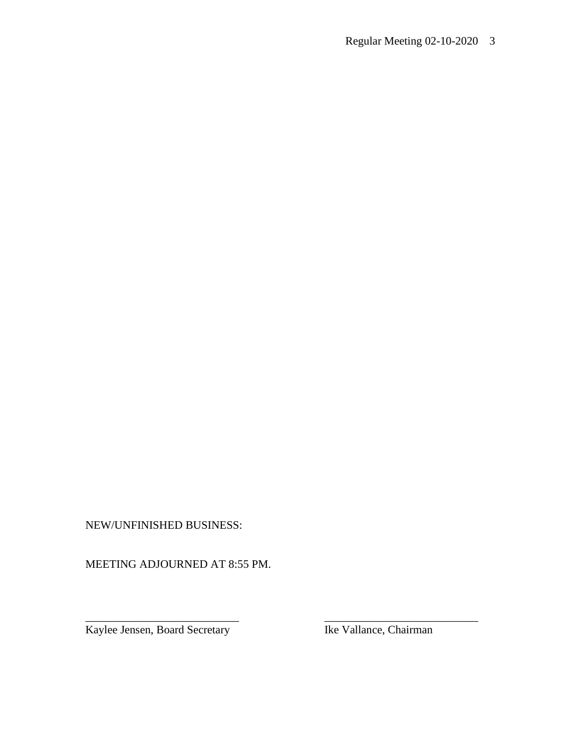NEW/UNFINISHED BUSINESS:

MEETING ADJOURNED AT 8:55 PM.

\_\_\_\_\_\_\_\_\_\_\_\_\_\_\_\_\_\_\_\_\_\_\_\_\_\_\_\_ \_\_\_\_\_\_\_\_\_\_\_\_\_\_\_\_\_\_\_\_\_\_\_\_\_\_\_\_

Kaylee Jensen, Board Secretary Ike Vallance, Chairman